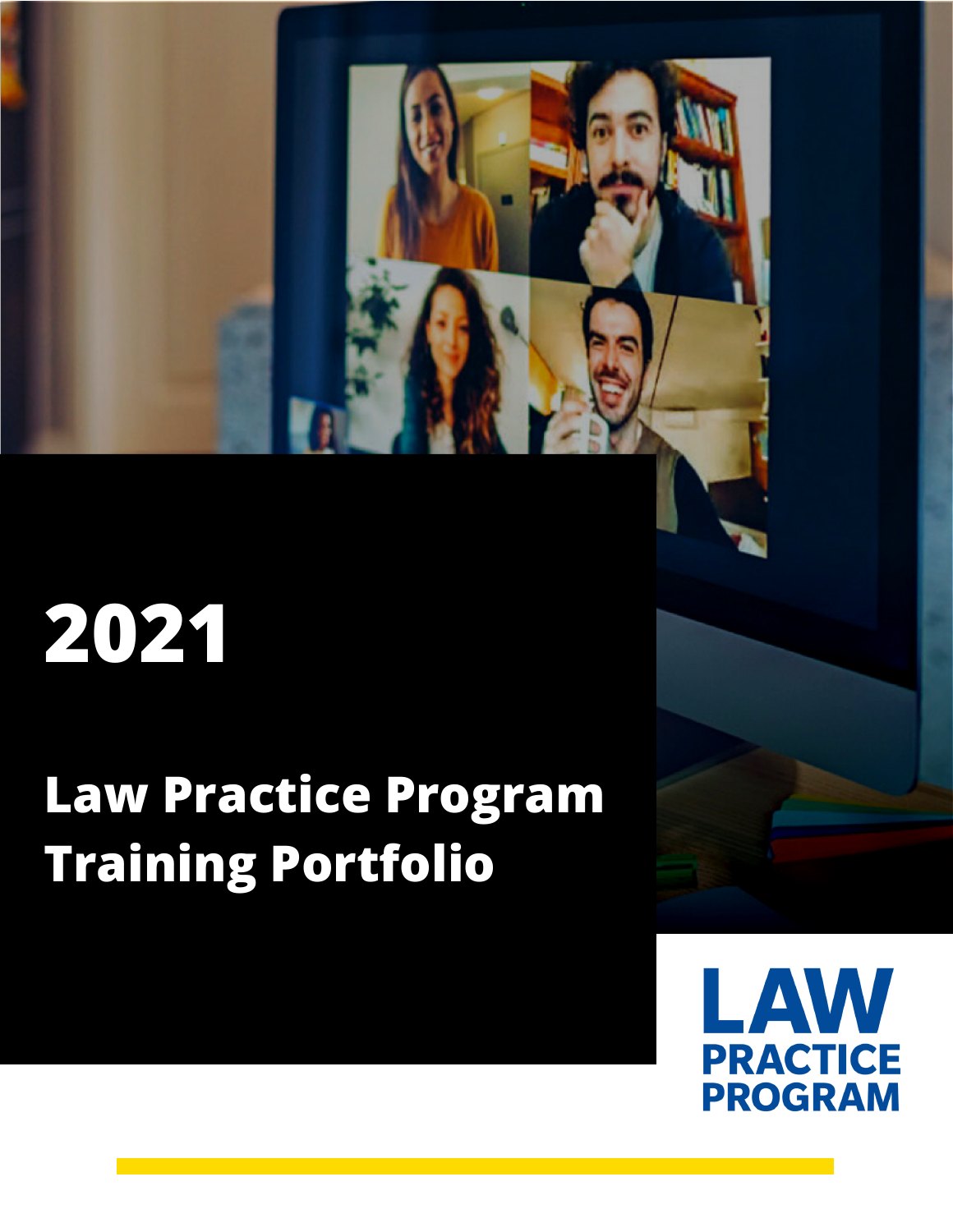# 2021

## Law Practice Program Training Portfolio

LAW PRACTICE PROGRAM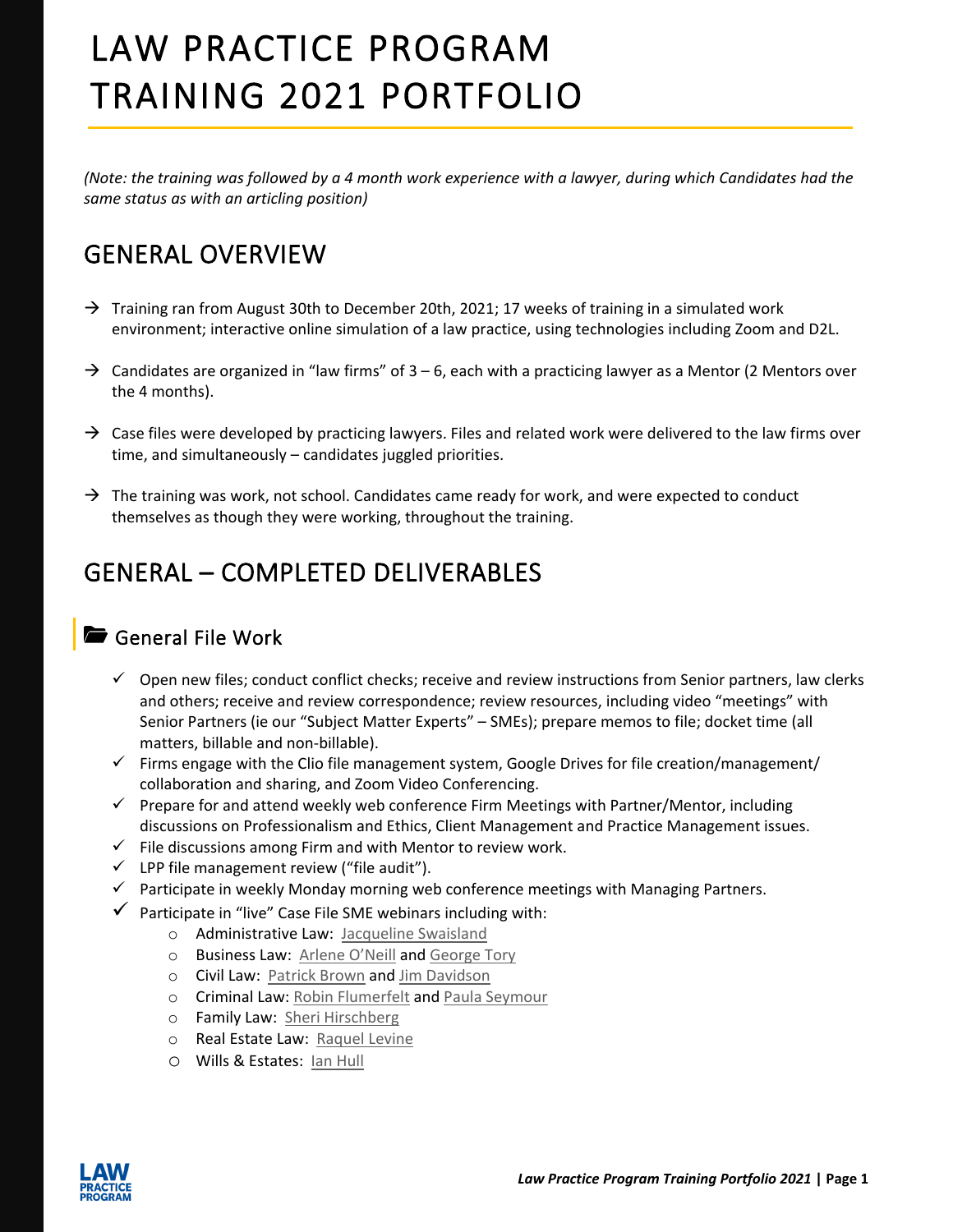# LAW PRACTICE PROGRAM TRAINING 2021 PORTFOLIO

*(Note: the training was followed by a 4 month work experience with a lawyer, during which Candidates had the same status as with an articling position)*

## GENERAL OVERVIEW

→ Training ran from August 30th to December 20th, 2021; 17 weeks of training in a simulated work environment; interactive online simulation of a law practice, using technologies including Zoom and D2L.

→ Candidates are organized in "law firms" of 3 – 6, each with a practicing lawyer as a Mentor (2 Mentors over the 4 months).

→ Case files were developed by practicing lawyers. Files and related work were delivered to the law firms over time, and simultaneously – candidates juggled priorities.

→ The training was work, not school. Candidates came ready for work, and were expected to conduct themselves as though they were working, throughout the training.

## GENERAL – COMPLETED DELIVERABLES

### General File Work

- ✓ Open new files; conduct conflict checks; receive and review instructions from Senior partners, law clerks and others; receive and review correspondence; review resources, including video "meetings" with Senior Partners (ie our "Subject Matter Experts" – SMEs); prepare memos to file; docket time (all matters, billable and non-billable).
- ✓ Firms engage with the Clio file management system, Google Drives for file creation/management/ collaboration and sharing, and Zoom Video Conferencing.
- ✓ Prepare for and attend weekly web conference Firm Meetings with Partner/Mentor, including discussions on Professionalism and Ethics, Client Management and Practice Management issues.
- ✓ File discussions among Firm and with Mentor to review work.
- ✓ LPP file management review ("file audit").
- ✓ Participate in weekly Monday morning web conference meetings with Managing Partners.
- ✓ Participate in "live" Case File SME webinars including with:
  - Administrative Law: Jacqueline Swaisland
  - Business Law: Arlene O'Neill and George Tory
  - Civil Law: Patrick Brown and Jim Davidson
  - Criminal Law: Robin Flumerfelt and Paula Seymour
  - Family Law: Sheri Hirschberg
  - Real Estate Law: Raquel Levine
  - Wills & Estates: Ian Hull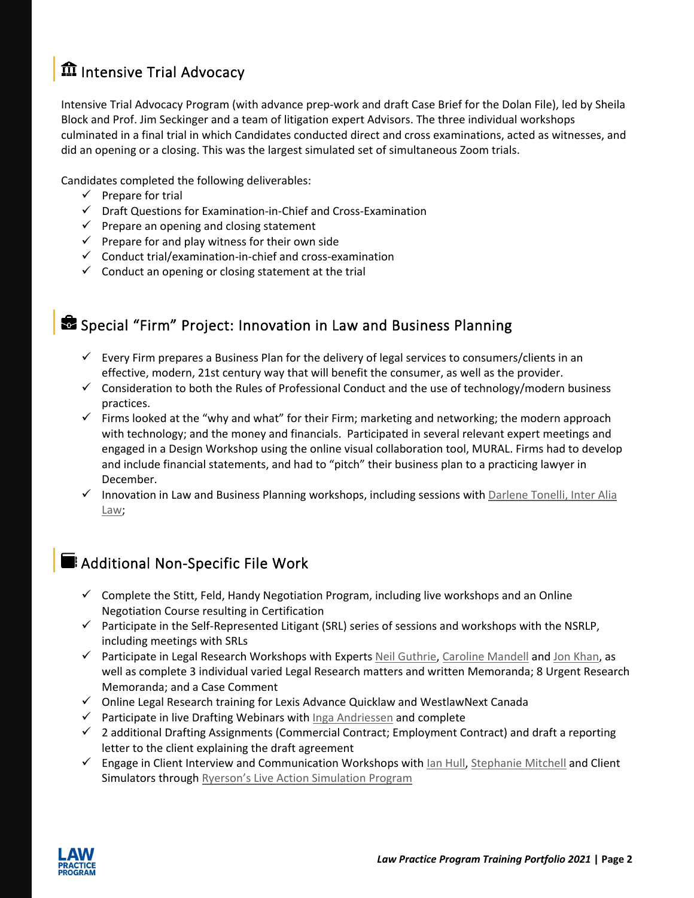## 🏛 Intensive Trial Advocacy

Intensive Trial Advocacy Program (with advance prep-work and draft Case Brief for the Dolan File), led by Sheila Block and Prof. Jim Seckinger and a team of litigation expert Advisors. The three individual workshops culminated in a final trial in which Candidates conducted direct and cross examinations, acted as witnesses, and did an opening or a closing. This was the largest simulated set of simultaneous Zoom trials.

Candidates completed the following deliverables:

- ✓ Prepare for trial
- ✓ Draft Questions for Examination-in-Chief and Cross-Examination
- ✓ Prepare an opening and closing statement
- ✓ Prepare for and play witness for their own side
- ✓ Conduct trial/examination-in-chief and cross-examination
- ✓ Conduct an opening or closing statement at the trial

## 💼 Special “Firm” Project: Innovation in Law and Business Planning

- ✓ Every Firm prepares a Business Plan for the delivery of legal services to consumers/clients in an effective, modern, 21st century way that will benefit the consumer, as well as the provider.
- ✓ Consideration to both the Rules of Professional Conduct and the use of technology/modern business practices.
- ✓ Firms looked at the “why and what” for their Firm; marketing and networking; the modern approach with technology; and the money and financials. Participated in several relevant expert meetings and engaged in a Design Workshop using the online visual collaboration tool, MURAL. Firms had to develop and include financial statements, and had to “pitch” their business plan to a practicing lawyer in December.
- ✓ Innovation in Law and Business Planning workshops, including sessions with Darlene Tonelli, Inter Alia Law;

## 📓 Additional Non-Specific File Work

- ✓ Complete the Stitt, Feld, Handy Negotiation Program, including live workshops and an Online Negotiation Course resulting in Certification
- ✓ Participate in the Self-Represented Litigant (SRL) series of sessions and workshops with the NSRLP, including meetings with SRLs
- ✓ Participate in Legal Research Workshops with Experts Neil Guthrie, Caroline Mandell and Jon Khan, as well as complete 3 individual varied Legal Research matters and written Memoranda; 8 Urgent Research Memoranda; and a Case Comment
- ✓ Online Legal Research training for Lexis Advance Quicklaw and WestlawNext Canada
- ✓ Participate in live Drafting Webinars with Inga Andriessen and complete
- ✓ 2 additional Drafting Assignments (Commercial Contract; Employment Contract) and draft a reporting letter to the client explaining the draft agreement
- ✓ Engage in Client Interview and Communication Workshops with Ian Hull, Stephanie Mitchell and Client Simulators through Ryerson’s Live Action Simulation Program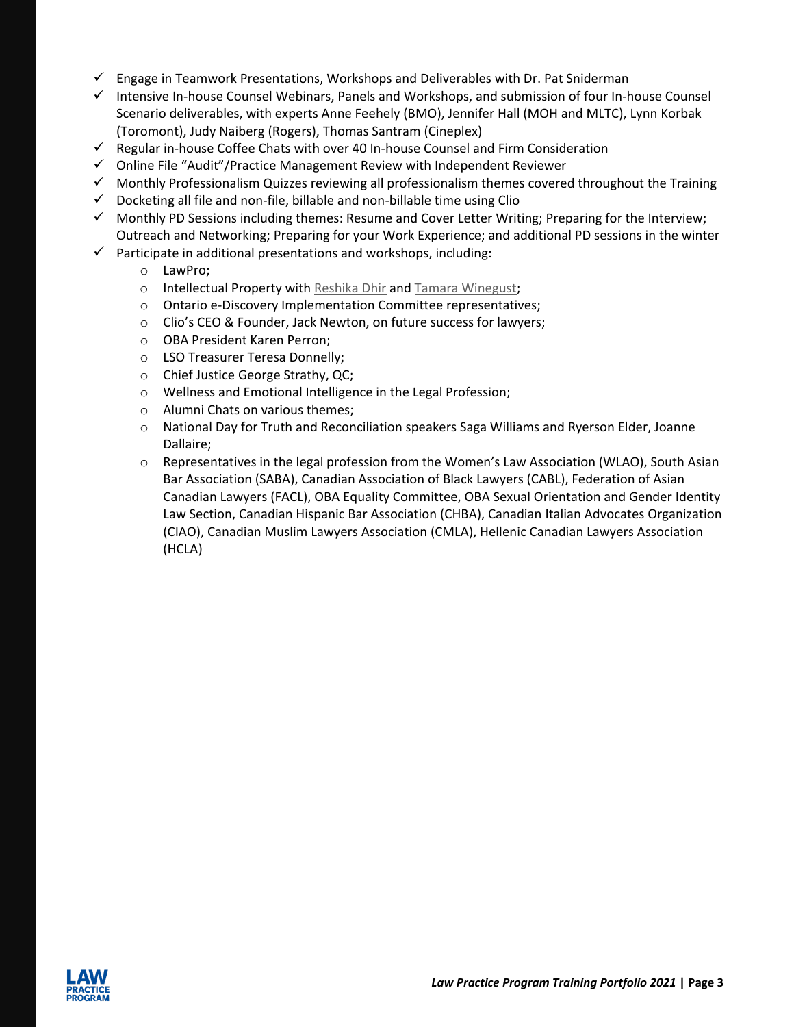- ✓ Engage in Teamwork Presentations, Workshops and Deliverables with Dr. Pat Sniderman
- ✓ Intensive In-house Counsel Webinars, Panels and Workshops, and submission of four In-house Counsel Scenario deliverables, with experts Anne Feehely (BMO), Jennifer Hall (MOH and MLTC), Lynn Korbak (Toromont), Judy Naiberg (Rogers), Thomas Santram (Cineplex)
- ✓ Regular in-house Coffee Chats with over 40 In-house Counsel and Firm Consideration
- ✓ Online File "Audit"/Practice Management Review with Independent Reviewer
- ✓ Monthly Professionalism Quizzes reviewing all professionalism themes covered throughout the Training
- ✓ Docketing all file and non-file, billable and non-billable time using Clio
- ✓ Monthly PD Sessions including themes: Resume and Cover Letter Writing; Preparing for the Interview; Outreach and Networking; Preparing for your Work Experience; and additional PD sessions in the winter
- ✓ Participate in additional presentations and workshops, including:
  - LawPro;
  - Intellectual Property with Reshika Dhir and Tamara Winegust;
  - Ontario e-Discovery Implementation Committee representatives;
  - Clio's CEO & Founder, Jack Newton, on future success for lawyers;
  - OBA President Karen Perron;
  - LSO Treasurer Teresa Donnelly;
  - Chief Justice George Strathy, QC;
  - Wellness and Emotional Intelligence in the Legal Profession;
  - Alumni Chats on various themes;
  - National Day for Truth and Reconciliation speakers Saga Williams and Ryerson Elder, Joanne Dallaire;
  - Representatives in the legal profession from the Women's Law Association (WLAO), South Asian Bar Association (SABA), Canadian Association of Black Lawyers (CABL), Federation of Asian Canadian Lawyers (FACL), OBA Equality Committee, OBA Sexual Orientation and Gender Identity Law Section, Canadian Hispanic Bar Association (CHBA), Canadian Italian Advocates Organization (CIAO), Canadian Muslim Lawyers Association (CMLA), Hellenic Canadian Lawyers Association (HCLA)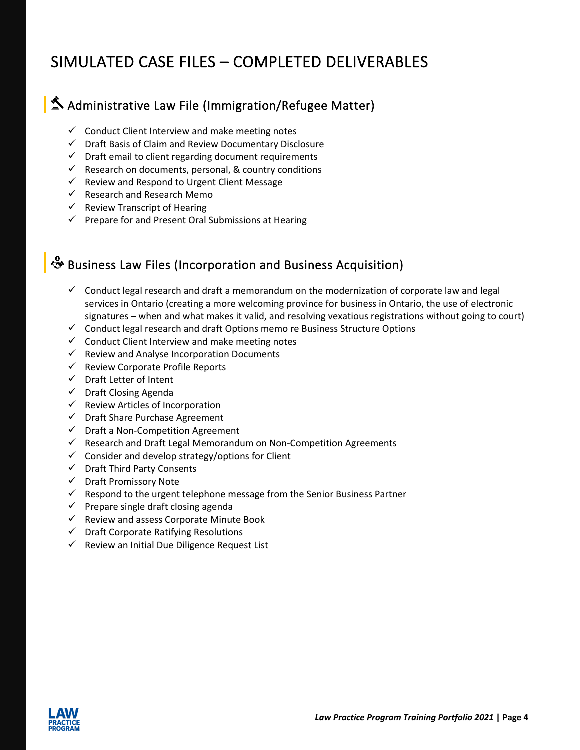# SIMULATED CASE FILES – COMPLETED DELIVERABLES

## ⚖ Administrative Law File (Immigration/Refugee Matter)

- ✓ Conduct Client Interview and make meeting notes
- ✓ Draft Basis of Claim and Review Documentary Disclosure
- ✓ Draft email to client regarding document requirements
- ✓ Research on documents, personal, & country conditions
- ✓ Review and Respond to Urgent Client Message
- ✓ Research and Research Memo
- ✓ Review Transcript of Hearing
- ✓ Prepare for and Present Oral Submissions at Hearing

## Business Law Files (Incorporation and Business Acquisition)

- ✓ Conduct legal research and draft a memorandum on the modernization of corporate law and legal services in Ontario (creating a more welcoming province for business in Ontario, the use of electronic signatures – when and what makes it valid, and resolving vexatious registrations without going to court)
- ✓ Conduct legal research and draft Options memo re Business Structure Options
- ✓ Conduct Client Interview and make meeting notes
- ✓ Review and Analyse Incorporation Documents
- ✓ Review Corporate Profile Reports
- ✓ Draft Letter of Intent
- ✓ Draft Closing Agenda
- ✓ Review Articles of Incorporation
- ✓ Draft Share Purchase Agreement
- ✓ Draft a Non-Competition Agreement
- ✓ Research and Draft Legal Memorandum on Non-Competition Agreements
- ✓ Consider and develop strategy/options for Client
- ✓ Draft Third Party Consents
- ✓ Draft Promissory Note
- ✓ Respond to the urgent telephone message from the Senior Business Partner
- ✓ Prepare single draft closing agenda
- ✓ Review and assess Corporate Minute Book
- ✓ Draft Corporate Ratifying Resolutions
- ✓ Review an Initial Due Diligence Request List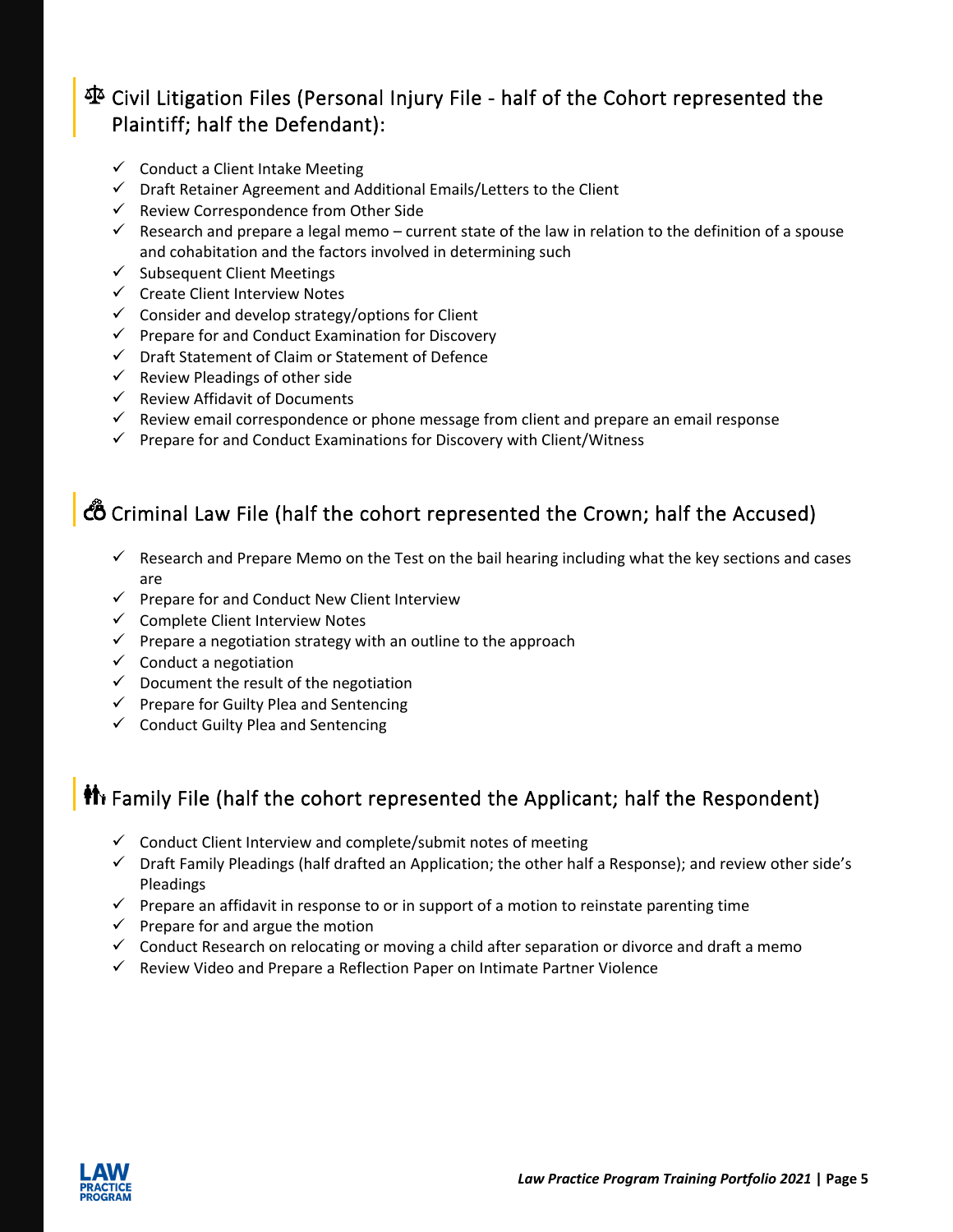## ⚖ Civil Litigation Files (Personal Injury File - half of the Cohort represented the Plaintiff; half the Defendant):

- ✓ Conduct a Client Intake Meeting
- ✓ Draft Retainer Agreement and Additional Emails/Letters to the Client
- ✓ Review Correspondence from Other Side
- ✓ Research and prepare a legal memo – current state of the law in relation to the definition of a spouse and cohabitation and the factors involved in determining such
- ✓ Subsequent Client Meetings
- ✓ Create Client Interview Notes
- ✓ Consider and develop strategy/options for Client
- ✓ Prepare for and Conduct Examination for Discovery
- ✓ Draft Statement of Claim or Statement of Defence
- ✓ Review Pleadings of other side
- ✓ Review Affidavit of Documents
- ✓ Review email correspondence or phone message from client and prepare an email response
- ✓ Prepare for and Conduct Examinations for Discovery with Client/Witness

## Criminal Law File (half the cohort represented the Crown; half the Accused)

- ✓ Research and Prepare Memo on the Test on the bail hearing including what the key sections and cases are
- ✓ Prepare for and Conduct New Client Interview
- ✓ Complete Client Interview Notes
- ✓ Prepare a negotiation strategy with an outline to the approach
- ✓ Conduct a negotiation
- ✓ Document the result of the negotiation
- ✓ Prepare for Guilty Plea and Sentencing
- ✓ Conduct Guilty Plea and Sentencing

## Family File (half the cohort represented the Applicant; half the Respondent)

- ✓ Conduct Client Interview and complete/submit notes of meeting
- ✓ Draft Family Pleadings (half drafted an Application; the other half a Response); and review other side's Pleadings
- ✓ Prepare an affidavit in response to or in support of a motion to reinstate parenting time
- ✓ Prepare for and argue the motion
- ✓ Conduct Research on relocating or moving a child after separation or divorce and draft a memo
- ✓ Review Video and Prepare a Reflection Paper on Intimate Partner Violence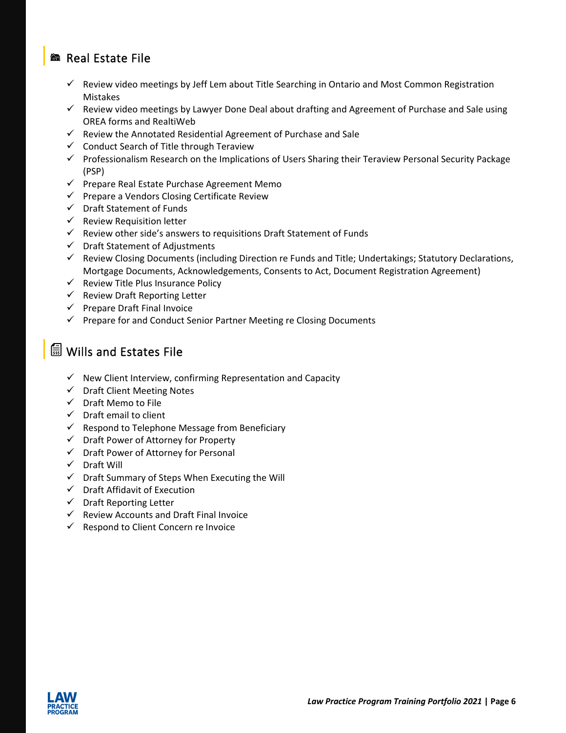## 🏠 Real Estate File

- ✓ Review video meetings by Jeff Lem about Title Searching in Ontario and Most Common Registration Mistakes
- ✓ Review video meetings by Lawyer Done Deal about drafting and Agreement of Purchase and Sale using OREA forms and RealtiWeb
- ✓ Review the Annotated Residential Agreement of Purchase and Sale
- ✓ Conduct Search of Title through Teraview
- ✓ Professionalism Research on the Implications of Users Sharing their Teraview Personal Security Package (PSP)
- ✓ Prepare Real Estate Purchase Agreement Memo
- ✓ Prepare a Vendors Closing Certificate Review
- ✓ Draft Statement of Funds
- ✓ Review Requisition letter
- ✓ Review other side's answers to requisitions Draft Statement of Funds
- ✓ Draft Statement of Adjustments
- ✓ Review Closing Documents (including Direction re Funds and Title; Undertakings; Statutory Declarations, Mortgage Documents, Acknowledgements, Consents to Act, Document Registration Agreement)
- ✓ Review Title Plus Insurance Policy
- ✓ Review Draft Reporting Letter
- ✓ Prepare Draft Final Invoice
- ✓ Prepare for and Conduct Senior Partner Meeting re Closing Documents

## Wills and Estates File

- ✓ New Client Interview, confirming Representation and Capacity
- ✓ Draft Client Meeting Notes
- ✓ Draft Memo to File
- ✓ Draft email to client
- ✓ Respond to Telephone Message from Beneficiary
- ✓ Draft Power of Attorney for Property
- ✓ Draft Power of Attorney for Personal
- ✓ Draft Will
- ✓ Draft Summary of Steps When Executing the Will
- ✓ Draft Affidavit of Execution
- ✓ Draft Reporting Letter
- ✓ Review Accounts and Draft Final Invoice
- ✓ Respond to Client Concern re Invoice